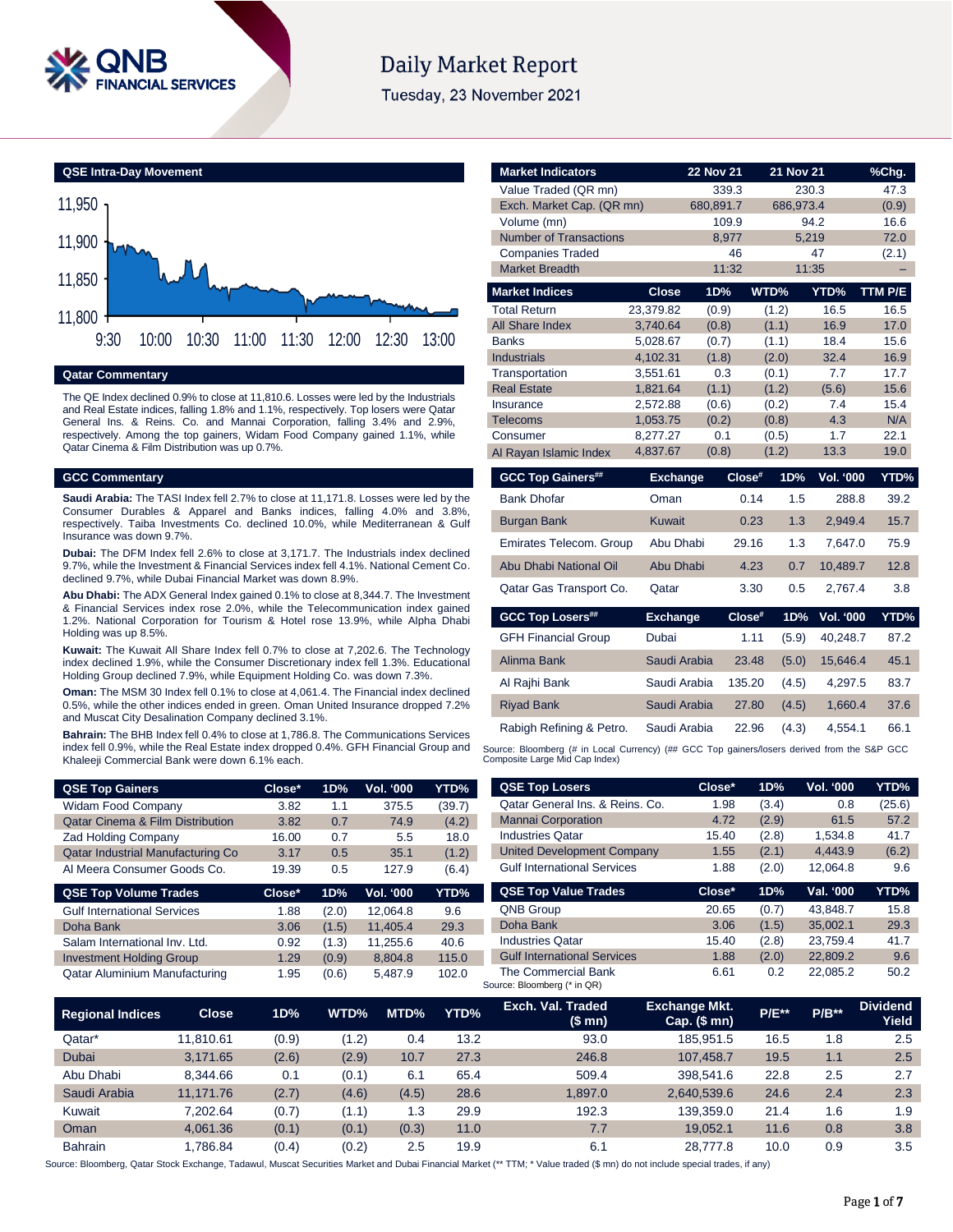# Daily Market Report

Tuesday, 23 November 2021

## QSE Intra-Day Movement

## Qatar Commentary

The QE Index declined 0.9% to close at 11,810.6. Losses were led by the Industrials and Real Estate indices, falling 1.8% and 1.1%, respectively. Top losers were Qatar General Ins. & Reins. Co. and Mannai Corporation, falling 3.4% and 2.9%, respectively. Among the top gainers, Widam Food Company gained 1.1%, while Qatar Cinema & Film Distribution was up 0.7%.

## GCC Commentary

**Saudi Arabia:** The TASI Index fell 2.7% to close at 11,171.8. Losses were led by the Consumer Durables & Apparel and Banks indices, falling 4.0% and 3.8%, respectively. Taiba Investments Co. declined 10.0%, while Mediterranean & Gulf Insurance was down 9.7%.

**Dubai:** The DFM Index fell 2.6% to close at 3,171.7. The Industrials index declined 9.7%, while the Investment & Financial Services index fell 4.1%. National Cement Co. declined 9.7%, while Dubai Financial Market was down 8.9%.

**Abu Dhabi:** The ADX General Index gained 0.1% to close at 8,344.7. The Investment & Financial Services index rose 2.0%, while the Telecommunication index gained 1.2%. National Corporation for Tourism & Hotel rose 13.9%, while Alpha Dhabi Holding was up 8.5%.

**Kuwait:** The Kuwait All Share Index fell 0.7% to close at 7,202.6. The Technology index declined 1.9%, while the Consumer Discretionary index fell 1.3%. Educational Holding Group declined 7.9%, while Equipment Holding Co. was down 7.3%.

**Oman:** The MSM 30 Index fell 0.1% to close at 4,061.4. The Financial index declined 0.5%, while the other indices ended in green. Oman United Insurance dropped 7.2% and Muscat City Desalination Company declined 3.1%.

**Bahrain:** The BHB Index fell 0.4% to close at 1,786.8. The Communications Services index fell 0.9%, while the Real Estate index dropped 0.4%. GFH Financial Group and Khaleeji Commercial Bank were down 6.1% each.

| Market Indicators | 22 Nov 21 | 21 Nov 21 | %Chg. |
|---|---|---|---|
| Value Traded (QR mn) | 339.3 | 230.3 | 47.3 |
| Exch. Market Cap. (QR mn) | 680,891.7 | 686,973.4 | (0.9) |
| Volume (mn) | 109.9 | 94.2 | 16.6 |
| Number of Transactions | 8,977 | 5,219 | 72.0 |
| Companies Traded | 46 | 47 | (2.1) |
| Market Breadth | 11:32 | 11:35 | – |

| Market Indices | Close | 1D% | WTD% | YTD% | TTM P/E |
|---|---|---|---|---|---|
| Total Return | 23,379.82 | (0.9) | (1.2) | 16.5 | 16.5 |
| All Share Index | 3,740.64 | (0.8) | (1.1) | 16.9 | 17.0 |
| Banks | 5,028.67 | (0.7) | (1.1) | 18.4 | 15.6 |
| Industrials | 4,102.31 | (1.8) | (2.0) | 32.4 | 16.9 |
| Transportation | 3,551.61 | 0.3 | (0.1) | 7.7 | 17.7 |
| Real Estate | 1,821.64 | (1.1) | (1.2) | (5.6) | 15.6 |
| Insurance | 2,572.88 | (0.6) | (0.2) | 7.4 | 15.4 |
| Telecoms | 1,053.75 | (0.2) | (0.8) | 4.3 | N/A |
| Consumer | 8,277.27 | 0.1 | (0.5) | 1.7 | 22.1 |
| Al Rayan Islamic Index | 4,837.67 | (0.8) | (1.2) | 13.3 | 19.0 |

| GCC Top Gainers## | Exchange | Close# | 1D% | Vol. '000 | YTD% |
|---|---|---|---|---|---|
| Bank Dhofar | Oman | 0.14 | 1.5 | 288.8 | 39.2 |
| Burgan Bank | Kuwait | 0.23 | 1.3 | 2,949.4 | 15.7 |
| Emirates Telecom. Group | Abu Dhabi | 29.16 | 1.3 | 7,647.0 | 75.9 |
| Abu Dhabi National Oil | Abu Dhabi | 4.23 | 0.7 | 10,489.7 | 12.8 |
| Qatar Gas Transport Co. | Qatar | 3.30 | 0.5 | 2,767.4 | 3.8 |

| GCC Top Losers## | Exchange | Close# | 1D% | Vol. '000 | YTD% |
|---|---|---|---|---|---|
| GFH Financial Group | Dubai | 1.11 | (5.9) | 40,248.7 | 87.2 |
| Alinma Bank | Saudi Arabia | 23.48 | (5.0) | 15,646.4 | 45.1 |
| Al Rajhi Bank | Saudi Arabia | 135.20 | (4.5) | 4,297.5 | 83.7 |
| Riyad Bank | Saudi Arabia | 27.80 | (4.5) | 1,660.4 | 37.6 |
| Rabigh Refining & Petro. | Saudi Arabia | 22.96 | (4.3) | 4,554.1 | 66.1 |

Source: Bloomberg (# in Local Currency) (## GCC Top gainers/losers derived from the S&P GCC Composite Large Mid Cap Index)

| QSE Top Gainers | Close* | 1D% | Vol. '000 | YTD% |
|---|---|---|---|---|
| Widam Food Company | 3.82 | 1.1 | 375.5 | (39.7) |
| Qatar Cinema & Film Distribution | 3.82 | 0.7 | 74.9 | (4.2) |
| Zad Holding Company | 16.00 | 0.7 | 5.5 | 18.0 |
| Qatar Industrial Manufacturing Co | 3.17 | 0.5 | 35.1 | (1.2) |
| Al Meera Consumer Goods Co. | 19.39 | 0.5 | 127.9 | (6.4) |

| QSE Top Volume Trades | Close* | 1D% | Vol. '000 | YTD% |
|---|---|---|---|---|
| Gulf International Services | 1.88 | (2.0) | 12,064.8 | 9.6 |
| Doha Bank | 3.06 | (1.5) | 11,405.4 | 29.3 |
| Salam International Inv. Ltd. | 0.92 | (1.3) | 11,255.6 | 40.6 |
| Investment Holding Group | 1.29 | (0.9) | 8,804.8 | 115.0 |
| Qatar Aluminium Manufacturing | 1.95 | (0.6) | 5,487.9 | 102.0 |

| QSE Top Losers | Close* | 1D% | Vol. '000 | YTD% |
|---|---|---|---|---|
| Qatar General Ins. & Reins. Co. | 1.98 | (3.4) | 0.8 | (25.6) |
| Mannai Corporation | 4.72 | (2.9) | 61.5 | 57.2 |
| Industries Qatar | 15.40 | (2.8) | 1,534.8 | 41.7 |
| United Development Company | 1.55 | (2.1) | 4,443.9 | (6.2) |
| Gulf International Services | 1.88 | (2.0) | 12,064.8 | 9.6 |

| QSE Top Value Trades | Close* | 1D% | Val. '000 | YTD% |
|---|---|---|---|---|
| QNB Group | 20.65 | (0.7) | 43,848.7 | 15.8 |
| Doha Bank | 3.06 | (1.5) | 35,002.1 | 29.3 |
| Industries Qatar | 15.40 | (2.8) | 23,759.4 | 41.7 |
| Gulf International Services | 1.88 | (2.0) | 22,809.2 | 9.6 |
| The Commercial Bank | 6.61 | 0.2 | 22,085.2 | 50.2 |

Source: Bloomberg (* in QR)

| Regional Indices | Close | 1D% | WTD% | MTD% | YTD% | Exch. Val. Traded ($ mn) | Exchange Mkt. Cap. ($ mn) | P/E** | P/B** | Dividend Yield |
|---|---|---|---|---|---|---|---|---|---|---|
| Qatar* | 11,810.61 | (0.9) | (1.2) | 0.4 | 13.2 | 93.0 | 185,951.5 | 16.5 | 1.8 | 2.5 |
| Dubai | 3,171.65 | (2.6) | (2.9) | 10.7 | 27.3 | 246.8 | 107,458.7 | 19.5 | 1.1 | 2.5 |
| Abu Dhabi | 8,344.66 | 0.1 | (0.1) | 6.1 | 65.4 | 509.4 | 398,541.6 | 22.8 | 2.5 | 2.7 |
| Saudi Arabia | 11,171.76 | (2.7) | (4.6) | (4.5) | 28.6 | 1,897.0 | 2,640,539.6 | 24.6 | 2.4 | 2.3 |
| Kuwait | 7,202.64 | (0.7) | (1.1) | 1.3 | 29.9 | 192.3 | 139,359.0 | 21.4 | 1.6 | 1.9 |
| Oman | 4,061.36 | (0.1) | (0.1) | (0.3) | 11.0 | 7.7 | 19,052.1 | 11.6 | 0.8 | 3.8 |
| Bahrain | 1,786.84 | (0.4) | (0.2) | 2.5 | 19.9 | 6.1 | 28,777.8 | 10.0 | 0.9 | 3.5 |

Source: Bloomberg, Qatar Stock Exchange, Tadawul, Muscat Securities Market and Dubai Financial Market (** TTM; * Value traded ($ mn) do not include special trades, if any)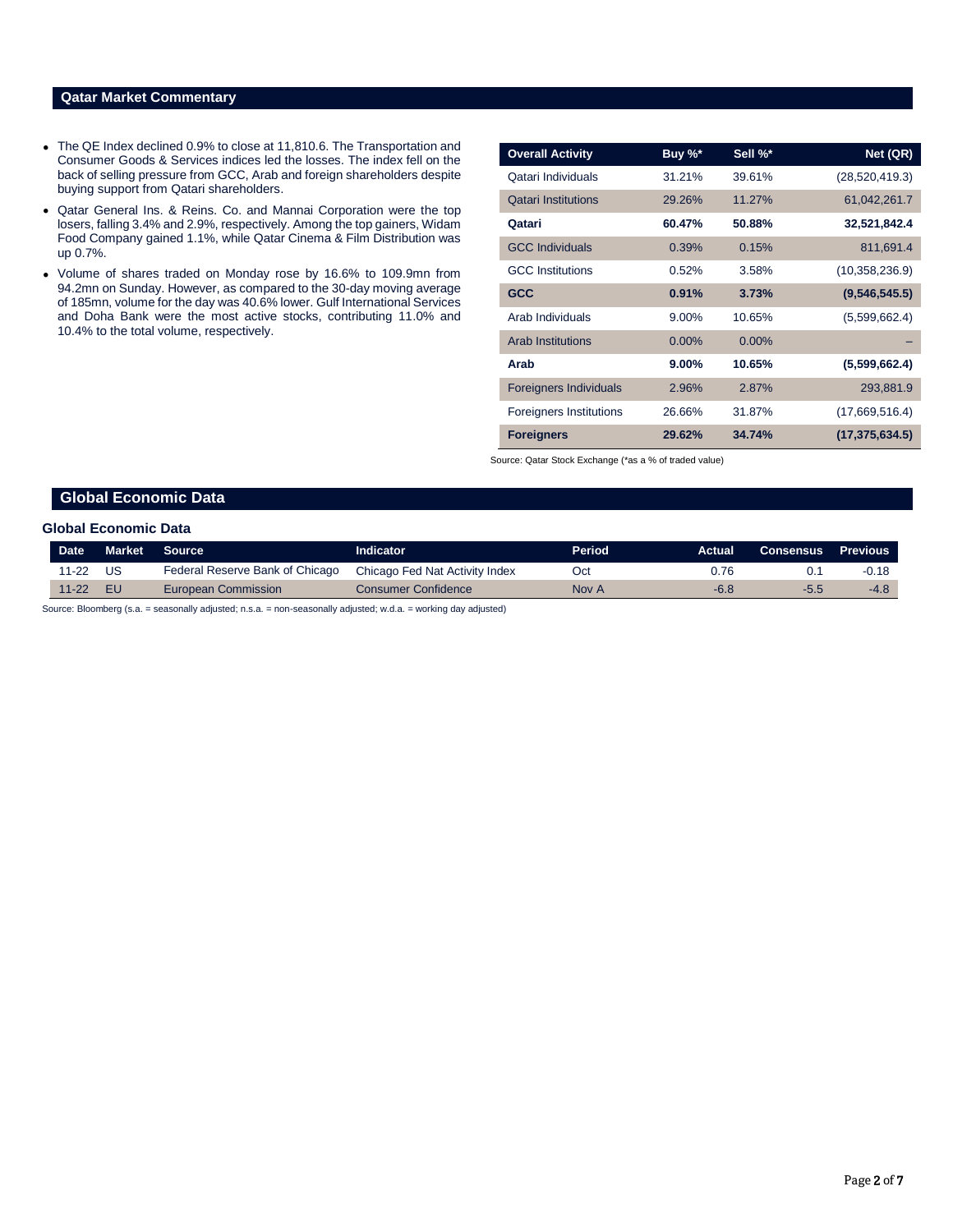## Qatar Market Commentary

- The QE Index declined 0.9% to close at 11,810.6. The Transportation and Consumer Goods & Services indices led the losses. The index fell on the back of selling pressure from GCC, Arab and foreign shareholders despite buying support from Qatari shareholders.
- Qatar General Ins. & Reins. Co. and Mannai Corporation were the top losers, falling 3.4% and 2.9%, respectively. Among the top gainers, Widam Food Company gained 1.1%, while Qatar Cinema & Film Distribution was up 0.7%.
- Volume of shares traded on Monday rose by 16.6% to 109.9mn from 94.2mn on Sunday. However, as compared to the 30-day moving average of 185mn, volume for the day was 40.6% lower. Gulf International Services and Doha Bank were the most active stocks, contributing 11.0% and 10.4% to the total volume, respectively.

| Overall Activity | Buy %* | Sell %* | Net (QR) |
|---|---|---|---|
| Qatari Individuals | 31.21% | 39.61% | (28,520,419.3) |
| Qatari Institutions | 29.26% | 11.27% | 61,042,261.7 |
| **Qatari** | **60.47%** | **50.88%** | **32,521,842.4** |
| GCC Individuals | 0.39% | 0.15% | 811,691.4 |
| GCC Institutions | 0.52% | 3.58% | (10,358,236.9) |
| **GCC** | **0.91%** | **3.73%** | **(9,546,545.5)** |
| Arab Individuals | 9.00% | 10.65% | (5,599,662.4) |
| Arab Institutions | 0.00% | 0.00% | – |
| **Arab** | **9.00%** | **10.65%** | **(5,599,662.4)** |
| Foreigners Individuals | 2.96% | 2.87% | 293,881.9 |
| Foreigners Institutions | 26.66% | 31.87% | (17,669,516.4) |
| **Foreigners** | **29.62%** | **34.74%** | **(17,375,634.5)** |

Source: Qatar Stock Exchange (*as a % of traded value)

## Global Economic Data

### Global Economic Data

| Date | Market | Source | Indicator | Period | Actual | Consensus | Previous |
|---|---|---|---|---|---|---|---|
| 11-22 | US | Federal Reserve Bank of Chicago | Chicago Fed Nat Activity Index | Oct | 0.76 | 0.1 | -0.18 |
| 11-22 | EU | European Commission | Consumer Confidence | Nov A | -6.8 | -5.5 | -4.8 |

Source: Bloomberg (s.a. = seasonally adjusted; n.s.a. = non-seasonally adjusted; w.d.a. = working day adjusted)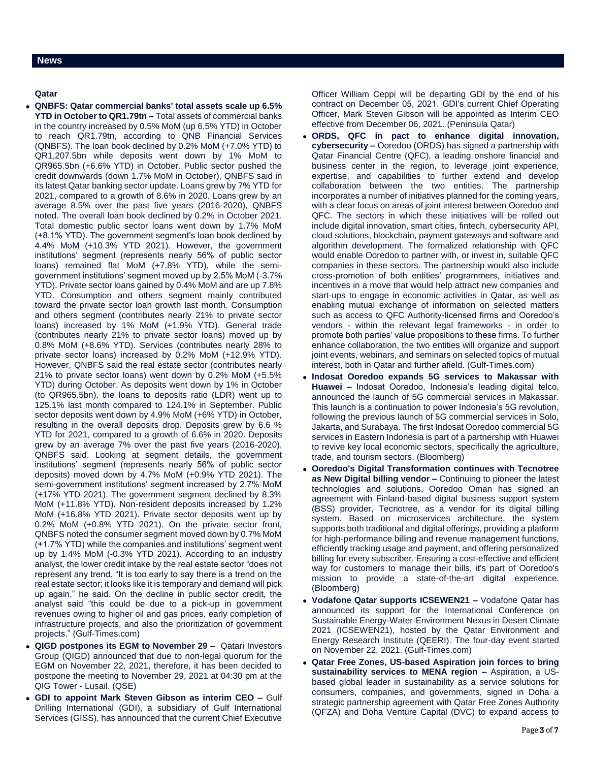## News

### Qatar

- **QNBFS: Qatar commercial banks' total assets scale up 6.5% YTD in October to QR1.79tn –** Total assets of commercial banks in the country increased by 0.5% MoM (up 6.5% YTD) in October to reach QR1.79tn, according to QNB Financial Services (QNBFS). The loan book declined by 0.2% MoM (+7.0% YTD) to QR1,207.5bn while deposits went down by 1% MoM to QR965.5bn (+6.6% YTD) in October. Public sector pushed the credit downwards (down 1.7% MoM in October), QNBFS said in its latest Qatar banking sector update. Loans grew by 7% YTD for 2021, compared to a growth of 8.6% in 2020. Loans grew by an average 8.5% over the past five years (2016-2020), QNBFS noted. The overall loan book declined by 0.2% in October 2021. Total domestic public sector loans went down by 1.7% MoM (+8.1% YTD). The government segment's loan book declined by 4.4% MoM (+10.3% YTD 2021). However, the government institutions' segment (represents nearly 56% of public sector loans) remained flat MoM (+7.8% YTD), while the semi-government institutions' segment moved up by 2.5% MoM (-3.7% YTD). Private sector loans gained by 0.4% MoM and are up 7.8% YTD. Consumption and others segment mainly contributed toward the private sector loan growth last month. Consumption and others segment (contributes nearly 21% to private sector loans) increased by 1% MoM (+1.9% YTD). General trade (contributes nearly 21% to private sector loans) moved up by 0.8% MoM (+8.6% YTD). Services (contributes nearly 28% to private sector loans) increased by 0.2% MoM (+12.9% YTD). However, QNBFS said the real estate sector (contributes nearly 21% to private sector loans) went down by 0.2% MoM (+5.5% YTD) during October. As deposits went down by 1% in October (to QR965.5bn), the loans to deposits ratio (LDR) went up to 125.1% last month compared to 124.1% in September. Public sector deposits went down by 4.9% MoM (+6% YTD) in October, resulting in the overall deposits drop. Deposits grew by 6.6 % YTD for 2021, compared to a growth of 6.6% in 2020. Deposits grew by an average 7% over the past five years (2016-2020), QNBFS said. Looking at segment details, the government institutions' segment (represents nearly 56% of public sector deposits) moved down by 4.7% MoM (+0.9% YTD 2021). The semi-government institutions' segment increased by 2.7% MoM (+17% YTD 2021). The government segment declined by 8.3% MoM (+11.8% YTD). Non-resident deposits increased by 1.2% MoM (+16.8% YTD 2021). Private sector deposits went up by 0.2% MoM (+0.8% YTD 2021). On the private sector front, QNBFS noted the consumer segment moved down by 0.7% MoM (+1.7% YTD) while the companies and institutions' segment went up by 1.4% MoM (-0.3% YTD 2021). According to an industry analyst, the lower credit intake by the real estate sector "does not represent any trend. "It is too early to say there is a trend on the real estate sector; it looks like it is temporary and demand will pick up again," he said. On the decline in public sector credit, the analyst said "this could be due to a pick-up in government revenues owing to higher oil and gas prices, early completion of infrastructure projects, and also the prioritization of government projects." (Gulf-Times.com)

- **QIGD postpones its EGM to November 29 –** Qatari Investors Group (QIGD) announced that due to non-legal quorum for the EGM on November 22, 2021, therefore, it has been decided to postpone the meeting to November 29, 2021 at 04:30 pm at the QIG Tower - Lusail. (QSE)

- **GDI to appoint Mark Steven Gibson as interim CEO –** Gulf Drilling International (GDI), a subsidiary of Gulf International Services (GISS), has announced that the current Chief Executive Officer William Ceppi will be departing GDI by the end of his contract on December 05, 2021. GDI's current Chief Operating Officer, Mark Steven Gibson will be appointed as Interim CEO effective from December 06, 2021. (Peninsula Qatar)

- **ORDS, QFC in pact to enhance digital innovation, cybersecurity –** Ooredoo (ORDS) has signed a partnership with Qatar Financial Centre (QFC), a leading onshore financial and business center in the region, to leverage joint experience, expertise, and capabilities to further extend and develop collaboration between the two entities. The partnership incorporates a number of initiatives planned for the coming years, with a clear focus on areas of joint interest between Ooredoo and QFC. The sectors in which these initiatives will be rolled out include digital innovation, smart cities, fintech, cybersecurity API, cloud solutions, blockchain, payment gateways and software and algorithm development. The formalized relationship with QFC would enable Ooredoo to partner with, or invest in, suitable QFC companies in these sectors. The partnership would also include cross-promotion of both entities' programmers, initiatives and incentives in a move that would help attract new companies and start-ups to engage in economic activities in Qatar, as well as enabling mutual exchange of information on selected matters such as access to QFC Authority-licensed firms and Ooredoo's vendors - within the relevant legal frameworks - in order to promote both parties' value propositions to these firms. To further enhance collaboration, the two entities will organize and support joint events, webinars, and seminars on selected topics of mutual interest, both in Qatar and further afield. (Gulf-Times.com)

- **Indosat Ooredoo expands 5G services to Makassar with Huawei –** Indosat Ooredoo, Indonesia's leading digital telco, announced the launch of 5G commercial services in Makassar. This launch is a continuation to power Indonesia's 5G revolution, following the previous launch of 5G commercial services in Solo, Jakarta, and Surabaya. The first Indosat Ooredoo commercial 5G services in Eastern Indonesia is part of a partnership with Huawei to revive key local economic sectors, specifically the agriculture, trade, and tourism sectors. (Bloomberg)

- **Ooredoo's Digital Transformation continues with Tecnotree as New Digital billing vendor –** Continuing to pioneer the latest technologies and solutions, Ooredoo Oman has signed an agreement with Finland-based digital business support system (BSS) provider, Tecnotree, as a vendor for its digital billing system. Based on microservices architecture, the system supports both traditional and digital offerings, providing a platform for high-performance billing and revenue management functions, efficiently tracking usage and payment, and offering personalized billing for every subscriber. Ensuring a cost-effective and efficient way for customers to manage their bills, it's part of Ooredoo's mission to provide a state-of-the-art digital experience. (Bloomberg)

- **Vodafone Qatar supports ICSEWEN21 –** Vodafone Qatar has announced its support for the International Conference on Sustainable Energy-Water-Environment Nexus in Desert Climate 2021 (ICSEWEN21), hosted by the Qatar Environment and Energy Research Institute (QEERI). The four-day event started on November 22, 2021. (Gulf-Times.com)

- **Qatar Free Zones, US-based Aspiration join forces to bring sustainability services to MENA region –** Aspiration, a US-based global leader in sustainability as a service solutions for consumers, companies, and governments, signed in Doha a strategic partnership agreement with Qatar Free Zones Authority (QFZA) and Doha Venture Capital (DVC) to expand access to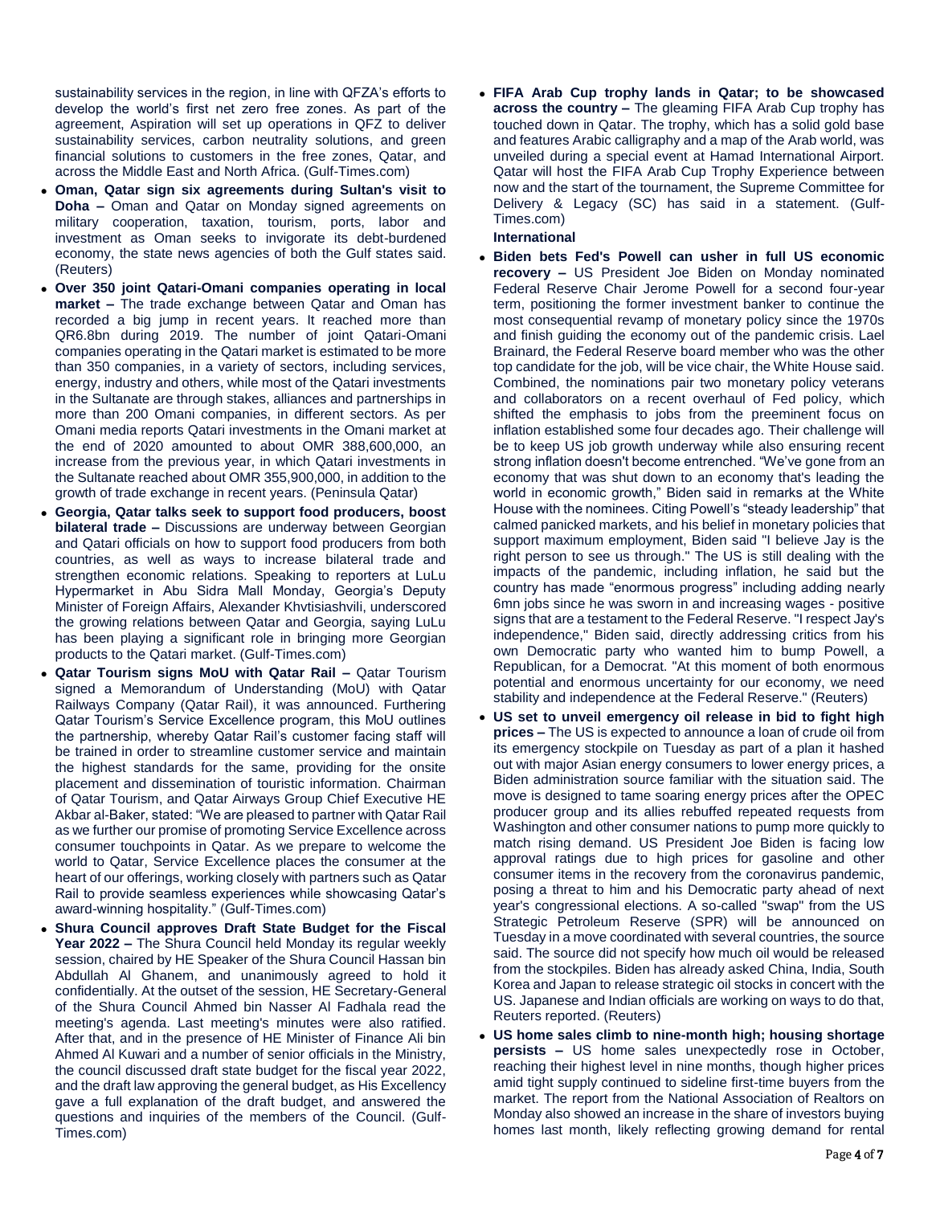sustainability services in the region, in line with QFZA's efforts to develop the world's first net zero free zones. As part of the agreement, Aspiration will set up operations in QFZ to deliver sustainability services, carbon neutrality solutions, and green financial solutions to customers in the free zones, Qatar, and across the Middle East and North Africa. (Gulf-Times.com)

- **Oman, Qatar sign six agreements during Sultan's visit to Doha –** Oman and Qatar on Monday signed agreements on military cooperation, taxation, tourism, ports, labor and investment as Oman seeks to invigorate its debt-burdened economy, the state news agencies of both the Gulf states said. (Reuters)
- **Over 350 joint Qatari-Omani companies operating in local market –** The trade exchange between Qatar and Oman has recorded a big jump in recent years. It reached more than QR6.8bn during 2019. The number of joint Qatari-Omani companies operating in the Qatari market is estimated to be more than 350 companies, in a variety of sectors, including services, energy, industry and others, while most of the Qatari investments in the Sultanate are through stakes, alliances and partnerships in more than 200 Omani companies, in different sectors. As per Omani media reports Qatari investments in the Omani market at the end of 2020 amounted to about OMR 388,600,000, an increase from the previous year, in which Qatari investments in the Sultanate reached about OMR 355,900,000, in addition to the growth of trade exchange in recent years. (Peninsula Qatar)
- **Georgia, Qatar talks seek to support food producers, boost bilateral trade –** Discussions are underway between Georgian and Qatari officials on how to support food producers from both countries, as well as ways to increase bilateral trade and strengthen economic relations. Speaking to reporters at LuLu Hypermarket in Abu Sidra Mall Monday, Georgia's Deputy Minister of Foreign Affairs, Alexander Khvtisiashvili, underscored the growing relations between Qatar and Georgia, saying LuLu has been playing a significant role in bringing more Georgian products to the Qatari market. (Gulf-Times.com)
- **Qatar Tourism signs MoU with Qatar Rail –** Qatar Tourism signed a Memorandum of Understanding (MoU) with Qatar Railways Company (Qatar Rail), it was announced. Furthering Qatar Tourism's Service Excellence program, this MoU outlines the partnership, whereby Qatar Rail's customer facing staff will be trained in order to streamline customer service and maintain the highest standards for the same, providing for the onsite placement and dissemination of touristic information. Chairman of Qatar Tourism, and Qatar Airways Group Chief Executive HE Akbar al-Baker, stated: "We are pleased to partner with Qatar Rail as we further our promise of promoting Service Excellence across consumer touchpoints in Qatar. As we prepare to welcome the world to Qatar, Service Excellence places the consumer at the heart of our offerings, working closely with partners such as Qatar Rail to provide seamless experiences while showcasing Qatar's award-winning hospitality." (Gulf-Times.com)
- **Shura Council approves Draft State Budget for the Fiscal Year 2022 –** The Shura Council held Monday its regular weekly session, chaired by HE Speaker of the Shura Council Hassan bin Abdullah Al Ghanem, and unanimously agreed to hold it confidentially. At the outset of the session, HE Secretary-General of the Shura Council Ahmed bin Nasser Al Fadhala read the meeting's agenda. Last meeting's minutes were also ratified. After that, and in the presence of HE Minister of Finance Ali bin Ahmed Al Kuwari and a number of senior officials in the Ministry, the council discussed draft state budget for the fiscal year 2022, and the draft law approving the general budget, as His Excellency gave a full explanation of the draft budget, and answered the questions and inquiries of the members of the Council. (Gulf-Times.com)
- **FIFA Arab Cup trophy lands in Qatar; to be showcased across the country –** The gleaming FIFA Arab Cup trophy has touched down in Qatar. The trophy, which has a solid gold base and features Arabic calligraphy and a map of the Arab world, was unveiled during a special event at Hamad International Airport. Qatar will host the FIFA Arab Cup Trophy Experience between now and the start of the tournament, the Supreme Committee for Delivery & Legacy (SC) has said in a statement. (Gulf-Times.com)

**International**

- **Biden bets Fed's Powell can usher in full US economic recovery –** US President Joe Biden on Monday nominated Federal Reserve Chair Jerome Powell for a second four-year term, positioning the former investment banker to continue the most consequential revamp of monetary policy since the 1970s and finish guiding the economy out of the pandemic crisis. Lael Brainard, the Federal Reserve board member who was the other top candidate for the job, will be vice chair, the White House said. Combined, the nominations pair two monetary policy veterans and collaborators on a recent overhaul of Fed policy, which shifted the emphasis to jobs from the preeminent focus on inflation established some four decades ago. Their challenge will be to keep US job growth underway while also ensuring recent strong inflation doesn't become entrenched. "We've gone from an economy that was shut down to an economy that's leading the world in economic growth," Biden said in remarks at the White House with the nominees. Citing Powell's "steady leadership" that calmed panicked markets, and his belief in monetary policies that support maximum employment, Biden said "I believe Jay is the right person to see us through." The US is still dealing with the impacts of the pandemic, including inflation, he said but the country has made "enormous progress" including adding nearly 6mn jobs since he was sworn in and increasing wages - positive signs that are a testament to the Federal Reserve. "I respect Jay's independence," Biden said, directly addressing critics from his own Democratic party who wanted him to bump Powell, a Republican, for a Democrat. "At this moment of both enormous potential and enormous uncertainty for our economy, we need stability and independence at the Federal Reserve." (Reuters)
- **US set to unveil emergency oil release in bid to fight high prices –** The US is expected to announce a loan of crude oil from its emergency stockpile on Tuesday as part of a plan it hashed out with major Asian energy consumers to lower energy prices, a Biden administration source familiar with the situation said. The move is designed to tame soaring energy prices after the OPEC producer group and its allies rebuffed repeated requests from Washington and other consumer nations to pump more quickly to match rising demand. US President Joe Biden is facing low approval ratings due to high prices for gasoline and other consumer items in the recovery from the coronavirus pandemic, posing a threat to him and his Democratic party ahead of next year's congressional elections. A so-called "swap" from the US Strategic Petroleum Reserve (SPR) will be announced on Tuesday in a move coordinated with several countries, the source said. The source did not specify how much oil would be released from the stockpiles. Biden has already asked China, India, South Korea and Japan to release strategic oil stocks in concert with the US. Japanese and Indian officials are working on ways to do that, Reuters reported. (Reuters)
- **US home sales climb to nine-month high; housing shortage persists –** US home sales unexpectedly rose in October, reaching their highest level in nine months, though higher prices amid tight supply continued to sideline first-time buyers from the market. The report from the National Association of Realtors on Monday also showed an increase in the share of investors buying homes last month, likely reflecting growing demand for rental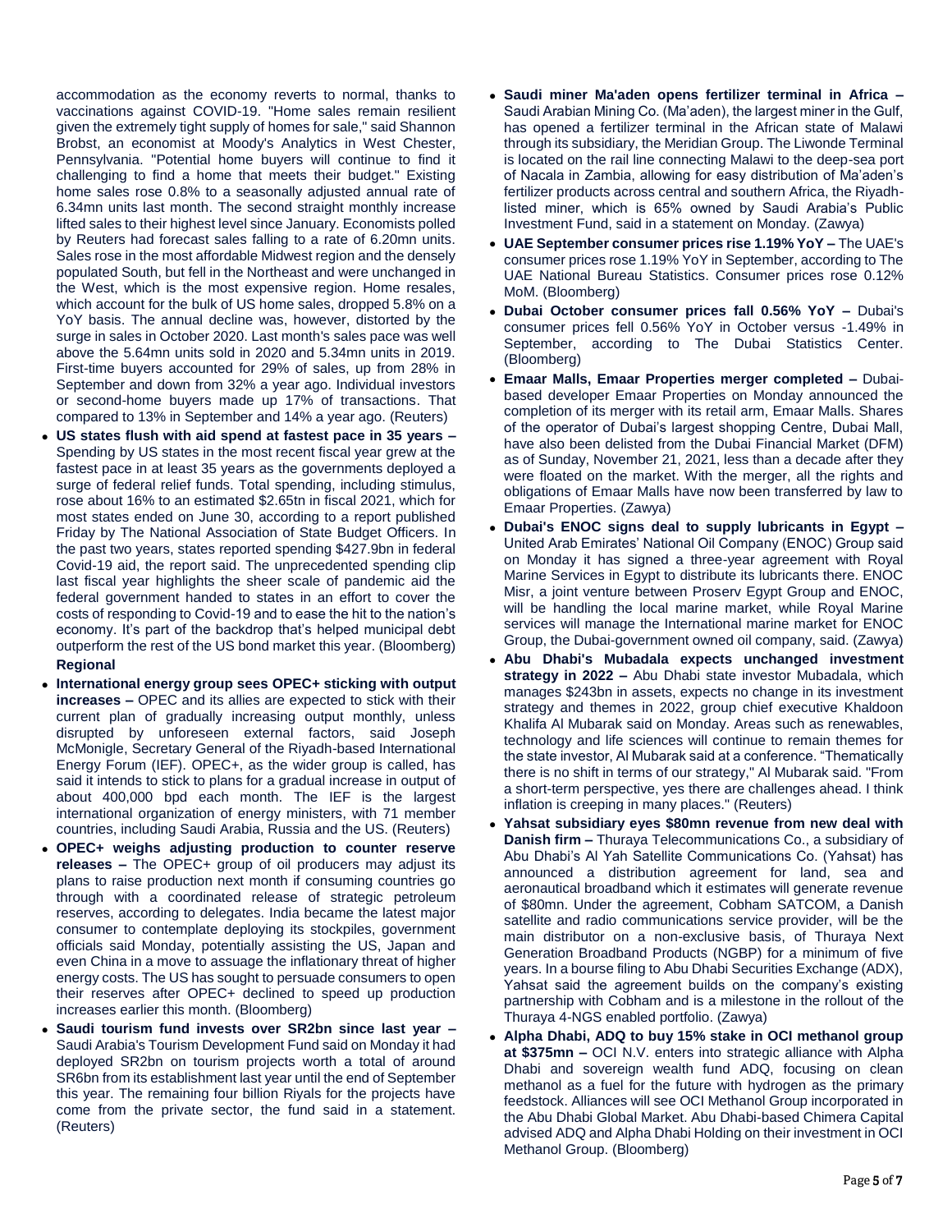accommodation as the economy reverts to normal, thanks to vaccinations against COVID-19. "Home sales remain resilient given the extremely tight supply of homes for sale," said Shannon Brobst, an economist at Moody's Analytics in West Chester, Pennsylvania. "Potential home buyers will continue to find it challenging to find a home that meets their budget." Existing home sales rose 0.8% to a seasonally adjusted annual rate of 6.34mn units last month. The second straight monthly increase lifted sales to their highest level since January. Economists polled by Reuters had forecast sales falling to a rate of 6.20mn units. Sales rose in the most affordable Midwest region and the densely populated South, but fell in the Northeast and were unchanged in the West, which is the most expensive region. Home resales, which account for the bulk of US home sales, dropped 5.8% on a YoY basis. The annual decline was, however, distorted by the surge in sales in October 2020. Last month's sales pace was well above the 5.64mn units sold in 2020 and 5.34mn units in 2019. First-time buyers accounted for 29% of sales, up from 28% in September and down from 32% a year ago. Individual investors or second-home buyers made up 17% of transactions. That compared to 13% in September and 14% a year ago. (Reuters)

- **US states flush with aid spend at fastest pace in 35 years –** Spending by US states in the most recent fiscal year grew at the fastest pace in at least 35 years as the governments deployed a surge of federal relief funds. Total spending, including stimulus, rose about 16% to an estimated $2.65tn in fiscal 2021, which for most states ended on June 30, according to a report published Friday by The National Association of State Budget Officers. In the past two years, states reported spending $427.9bn in federal Covid-19 aid, the report said. The unprecedented spending clip last fiscal year highlights the sheer scale of pandemic aid the federal government handed to states in an effort to cover the costs of responding to Covid-19 and to ease the hit to the nation's economy. It's part of the backdrop that's helped municipal debt outperform the rest of the US bond market this year. (Bloomberg)

**Regional**

- **International energy group sees OPEC+ sticking with output increases –** OPEC and its allies are expected to stick with their current plan of gradually increasing output monthly, unless disrupted by unforeseen external factors, said Joseph McMonigle, Secretary General of the Riyadh-based International Energy Forum (IEF). OPEC+, as the wider group is called, has said it intends to stick to plans for a gradual increase in output of about 400,000 bpd each month. The IEF is the largest international organization of energy ministers, with 71 member countries, including Saudi Arabia, Russia and the US. (Reuters)
- **OPEC+ weighs adjusting production to counter reserve releases –** The OPEC+ group of oil producers may adjust its plans to raise production next month if consuming countries go through with a coordinated release of strategic petroleum reserves, according to delegates. India became the latest major consumer to contemplate deploying its stockpiles, government officials said Monday, potentially assisting the US, Japan and even China in a move to assuage the inflationary threat of higher energy costs. The US has sought to persuade consumers to open their reserves after OPEC+ declined to speed up production increases earlier this month. (Bloomberg)
- **Saudi tourism fund invests over SR2bn since last year –** Saudi Arabia's Tourism Development Fund said on Monday it had deployed SR2bn on tourism projects worth a total of around SR6bn from its establishment last year until the end of September this year. The remaining four billion Riyals for the projects have come from the private sector, the fund said in a statement. (Reuters)
- **Saudi miner Ma'aden opens fertilizer terminal in Africa –** Saudi Arabian Mining Co. (Ma'aden), the largest miner in the Gulf, has opened a fertilizer terminal in the African state of Malawi through its subsidiary, the Meridian Group. The Liwonde Terminal is located on the rail line connecting Malawi to the deep-sea port of Nacala in Zambia, allowing for easy distribution of Ma'aden's fertilizer products across central and southern Africa, the Riyadh-listed miner, which is 65% owned by Saudi Arabia's Public Investment Fund, said in a statement on Monday. (Zawya)
- **UAE September consumer prices rise 1.19% YoY –** The UAE's consumer prices rose 1.19% YoY in September, according to The UAE National Bureau Statistics. Consumer prices rose 0.12% MoM. (Bloomberg)
- **Dubai October consumer prices fall 0.56% YoY –** Dubai's consumer prices fell 0.56% YoY in October versus -1.49% in September, according to The Dubai Statistics Center. (Bloomberg)
- **Emaar Malls, Emaar Properties merger completed –** Dubai-based developer Emaar Properties on Monday announced the completion of its merger with its retail arm, Emaar Malls. Shares of the operator of Dubai's largest shopping Centre, Dubai Mall, have also been delisted from the Dubai Financial Market (DFM) as of Sunday, November 21, 2021, less than a decade after they were floated on the market. With the merger, all the rights and obligations of Emaar Malls have now been transferred by law to Emaar Properties. (Zawya)
- **Dubai's ENOC signs deal to supply lubricants in Egypt –** United Arab Emirates' National Oil Company (ENOC) Group said on Monday it has signed a three-year agreement with Royal Marine Services in Egypt to distribute its lubricants there. ENOC Misr, a joint venture between Proserv Egypt Group and ENOC, will be handling the local marine market, while Royal Marine services will manage the International marine market for ENOC Group, the Dubai-government owned oil company, said. (Zawya)
- **Abu Dhabi's Mubadala expects unchanged investment strategy in 2022 –** Abu Dhabi state investor Mubadala, which manages $243bn in assets, expects no change in its investment strategy and themes in 2022, group chief executive Khaldoon Khalifa Al Mubarak said on Monday. Areas such as renewables, technology and life sciences will continue to remain themes for the state investor, Al Mubarak said at a conference. "Thematically there is no shift in terms of our strategy," Al Mubarak said. "From a short-term perspective, yes there are challenges ahead. I think inflation is creeping in many places." (Reuters)
- **Yahsat subsidiary eyes $80mn revenue from new deal with Danish firm –** Thuraya Telecommunications Co., a subsidiary of Abu Dhabi's Al Yah Satellite Communications Co. (Yahsat) has announced a distribution agreement for land, sea and aeronautical broadband which it estimates will generate revenue of $80mn. Under the agreement, Cobham SATCOM, a Danish satellite and radio communications service provider, will be the main distributor on a non-exclusive basis, of Thuraya Next Generation Broadband Products (NGBP) for a minimum of five years. In a bourse filing to Abu Dhabi Securities Exchange (ADX), Yahsat said the agreement builds on the company's existing partnership with Cobham and is a milestone in the rollout of the Thuraya 4-NGS enabled portfolio. (Zawya)
- **Alpha Dhabi, ADQ to buy 15% stake in OCI methanol group at $375mn –** OCI N.V. enters into strategic alliance with Alpha Dhabi and sovereign wealth fund ADQ, focusing on clean methanol as a fuel for the future with hydrogen as the primary feedstock. Alliances will see OCI Methanol Group incorporated in the Abu Dhabi Global Market. Abu Dhabi-based Chimera Capital advised ADQ and Alpha Dhabi Holding on their investment in OCI Methanol Group. (Bloomberg)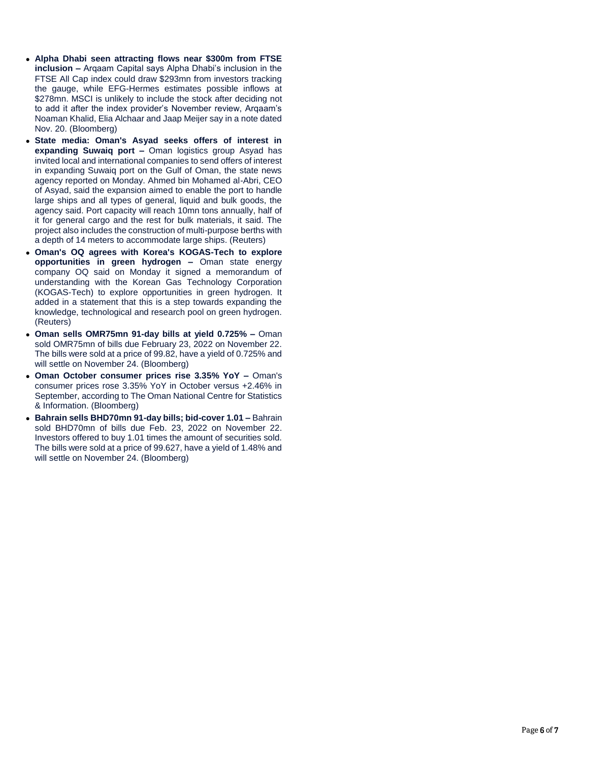- **Alpha Dhabi seen attracting flows near $300m from FTSE inclusion –** Arqaam Capital says Alpha Dhabi's inclusion in the FTSE All Cap index could draw $293mn from investors tracking the gauge, while EFG-Hermes estimates possible inflows at $278mn. MSCI is unlikely to include the stock after deciding not to add it after the index provider's November review, Arqaam's Noaman Khalid, Elia Alchaar and Jaap Meijer say in a note dated Nov. 20. (Bloomberg)
- **State media: Oman's Asyad seeks offers of interest in expanding Suwaiq port –** Oman logistics group Asyad has invited local and international companies to send offers of interest in expanding Suwaiq port on the Gulf of Oman, the state news agency reported on Monday. Ahmed bin Mohamed al-Abri, CEO of Asyad, said the expansion aimed to enable the port to handle large ships and all types of general, liquid and bulk goods, the agency said. Port capacity will reach 10mn tons annually, half of it for general cargo and the rest for bulk materials, it said. The project also includes the construction of multi-purpose berths with a depth of 14 meters to accommodate large ships. (Reuters)
- **Oman's OQ agrees with Korea's KOGAS-Tech to explore opportunities in green hydrogen –** Oman state energy company OQ said on Monday it signed a memorandum of understanding with the Korean Gas Technology Corporation (KOGAS-Tech) to explore opportunities in green hydrogen. It added in a statement that this is a step towards expanding the knowledge, technological and research pool on green hydrogen. (Reuters)
- **Oman sells OMR75mn 91-day bills at yield 0.725% –** Oman sold OMR75mn of bills due February 23, 2022 on November 22. The bills were sold at a price of 99.82, have a yield of 0.725% and will settle on November 24. (Bloomberg)
- **Oman October consumer prices rise 3.35% YoY –** Oman's consumer prices rose 3.35% YoY in October versus +2.46% in September, according to The Oman National Centre for Statistics & Information. (Bloomberg)
- **Bahrain sells BHD70mn 91-day bills; bid-cover 1.01 –** Bahrain sold BHD70mn of bills due Feb. 23, 2022 on November 22. Investors offered to buy 1.01 times the amount of securities sold. The bills were sold at a price of 99.627, have a yield of 1.48% and will settle on November 24. (Bloomberg)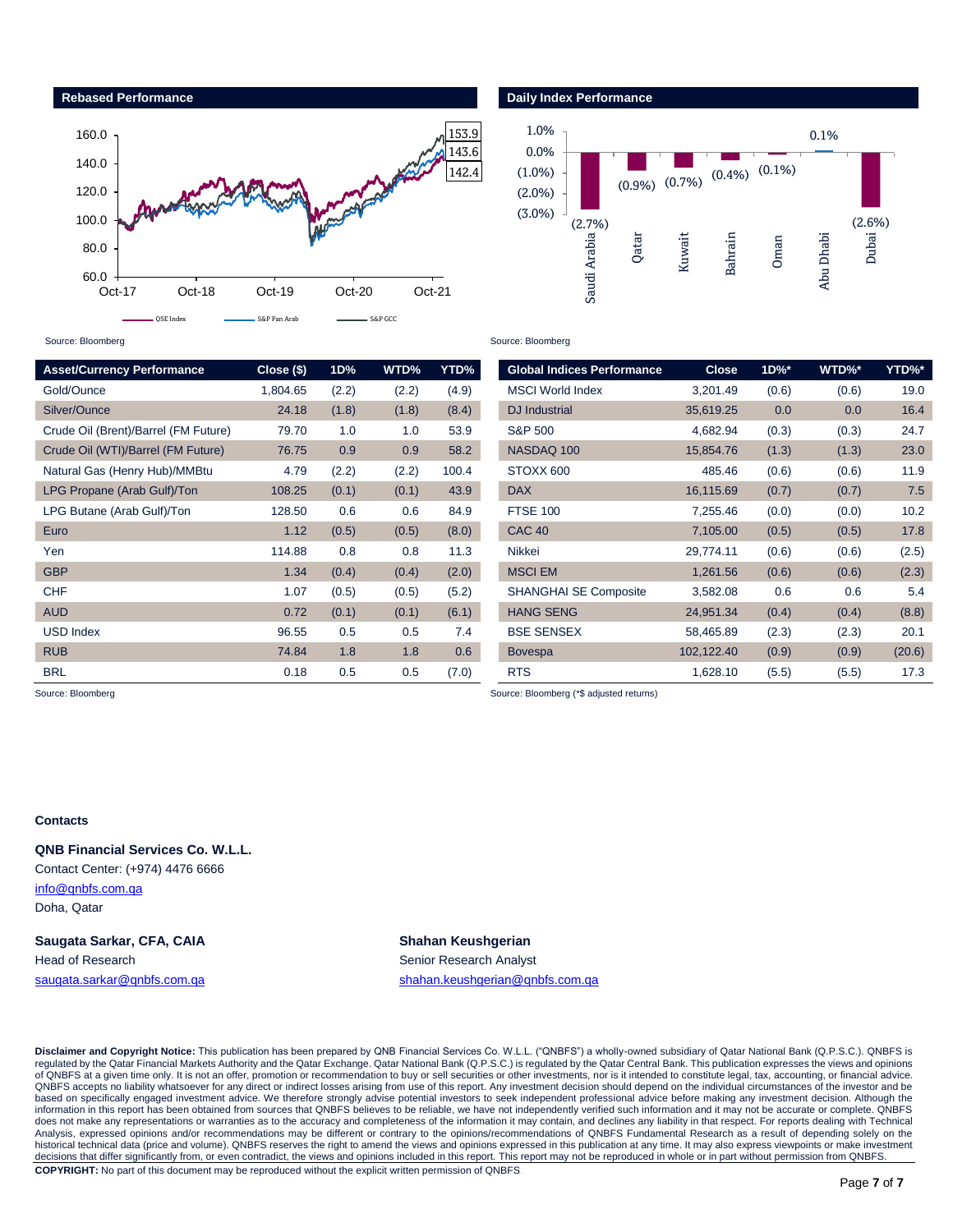**Rebased Performance**

160.0
140.0
120.0
100.0
80.0
60.0
Oct-17
Oct-18
Oct-19
Oct-20
Oct-21

153.9
143.6
142.4

QSE Index
S&P Pan Arab
S&P GCC

Source: Bloomberg

**Daily Index Performance**

1.0%
0.0%
(1.0%)
(2.0%)
(3.0%)

(2.7%) Saudi Arabia
(0.9%) Qatar
(0.7%) Kuwait
(0.4%) Bahrain
(0.1%) Oman
0.1% Abu Dhabi
(2.6%) Dubai

Source: Bloomberg

| Asset/Currency Performance | Close ($) | 1D% | WTD% | YTD% |
|---|---|---|---|---|
| Gold/Ounce | 1,804.65 | (2.2) | (2.2) | (4.9) |
| Silver/Ounce | 24.18 | (1.8) | (1.8) | (8.4) |
| Crude Oil (Brent)/Barrel (FM Future) | 79.70 | 1.0 | 1.0 | 53.9 |
| Crude Oil (WTI)/Barrel (FM Future) | 76.75 | 0.9 | 0.9 | 58.2 |
| Natural Gas (Henry Hub)/MMBtu | 4.79 | (2.2) | (2.2) | 100.4 |
| LPG Propane (Arab Gulf)/Ton | 108.25 | (0.1) | (0.1) | 43.9 |
| LPG Butane (Arab Gulf)/Ton | 128.50 | 0.6 | 0.6 | 84.9 |
| Euro | 1.12 | (0.5) | (0.5) | (8.0) |
| Yen | 114.88 | 0.8 | 0.8 | 11.3 |
| GBP | 1.34 | (0.4) | (0.4) | (2.0) |
| CHF | 1.07 | (0.5) | (0.5) | (5.2) |
| AUD | 0.72 | (0.1) | (0.1) | (6.1) |
| USD Index | 96.55 | 0.5 | 0.5 | 7.4 |
| RUB | 74.84 | 1.8 | 1.8 | 0.6 |
| BRL | 0.18 | 0.5 | 0.5 | (7.0) |

Source: Bloomberg

| Global Indices Performance | Close | 1D%* | WTD%* | YTD%* |
|---|---|---|---|---|
| MSCI World Index | 3,201.49 | (0.6) | (0.6) | 19.0 |
| DJ Industrial | 35,619.25 | 0.0 | 0.0 | 16.4 |
| S&P 500 | 4,682.94 | (0.3) | (0.3) | 24.7 |
| NASDAQ 100 | 15,854.76 | (1.3) | (1.3) | 23.0 |
| STOXX 600 | 485.46 | (0.6) | (0.6) | 11.9 |
| DAX | 16,115.69 | (0.7) | (0.7) | 7.5 |
| FTSE 100 | 7,255.46 | (0.0) | (0.0) | 10.2 |
| CAC 40 | 7,105.00 | (0.5) | (0.5) | 17.8 |
| Nikkei | 29,774.11 | (0.6) | (0.6) | (2.5) |
| MSCI EM | 1,261.56 | (0.6) | (0.6) | (2.3) |
| SHANGHAI SE Composite | 3,582.08 | 0.6 | 0.6 | 5.4 |
| HANG SENG | 24,951.34 | (0.4) | (0.4) | (8.8) |
| BSE SENSEX | 58,465.89 | (2.3) | (2.3) | 20.1 |
| Bovespa | 102,122.40 | (0.9) | (0.9) | (20.6) |
| RTS | 1,628.10 | (5.5) | (5.5) | 17.3 |

Source: Bloomberg (*$ adjusted returns)

**Contacts**

**QNB Financial Services Co. W.L.L.**
Contact Center: (+974) 4476 6666
info@qnbfs.com.qa
Doha, Qatar

**Saugata Sarkar, CFA, CAIA**
Head of Research
saugata.sarkar@qnbfs.com.qa

**Shahan Keushgerian**
Senior Research Analyst
shahan.keushgerian@qnbfs.com.qa

**Disclaimer and Copyright Notice:** This publication has been prepared by QNB Financial Services Co. W.L.L. ("QNBFS") a wholly-owned subsidiary of Qatar National Bank (Q.P.S.C.). QNBFS is regulated by the Qatar Financial Markets Authority and the Qatar Exchange. Qatar National Bank (Q.P.S.C.) is regulated by the Qatar Central Bank. This publication expresses the views and opinions of QNBFS at a given time only. It is not an offer, promotion or recommendation to buy or sell securities or other investments, nor is it intended to constitute legal, tax, accounting, or financial advice. QNBFS accepts no liability whatsoever for any direct or indirect losses arising from use of this report. Any investment decision should depend on the individual circumstances of the investor and be based on specifically engaged investment advice. We therefore strongly advise potential investors to seek independent professional advice before making any investment decision. Although the information in this report has been obtained from sources that QNBFS believes to be reliable, we have not independently verified such information and it may not be accurate or complete. QNBFS does not make any representations or warranties as to the accuracy and completeness of the information it may contain, and declines any liability in that respect. For reports dealing with Technical Analysis, expressed opinions and/or recommendations may be different or contrary to the opinions/recommendations of QNBFS Fundamental Research as a result of depending solely on the historical technical data (price and volume). QNBFS reserves the right to amend the views and opinions expressed in this publication at any time. It may also express viewpoints or make investment decisions that differ significantly from, or even contradict, the views and opinions included in this report. This report may not be reproduced in whole or in part without permission from QNBFS.

**COPYRIGHT:** No part of this document may be reproduced without the explicit written permission of QNBFS.